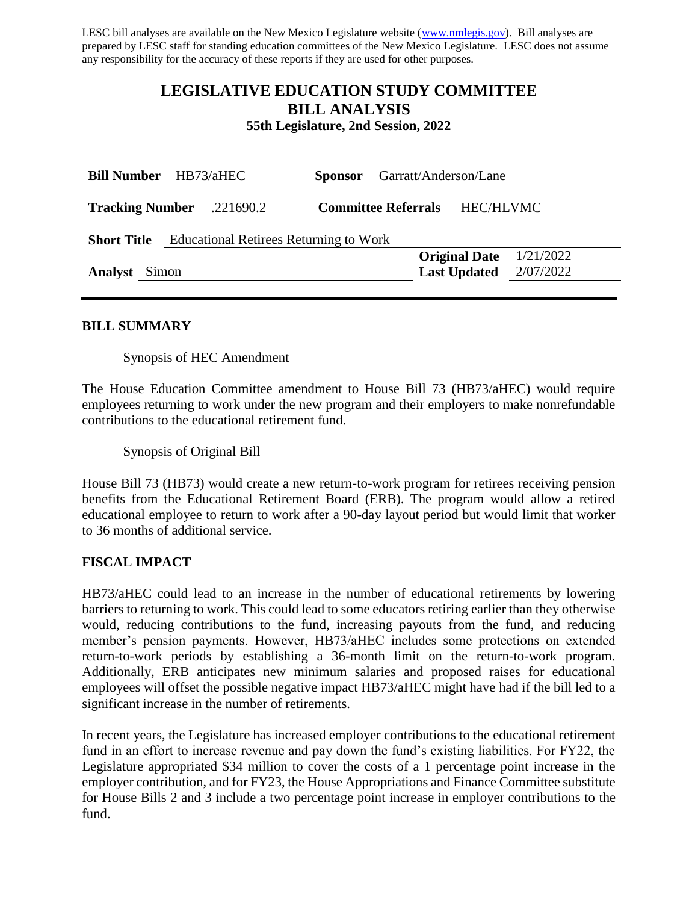LESC bill analyses are available on the New Mexico Legislature website (www.nmlegis.gov). Bill analyses are prepared by LESC staff for standing education committees of the New Mexico Legislature. LESC does not assume any responsibility for the accuracy of these reports if they are used for other purposes.

# LEGISLATIVE EDUCATION STUDY COMMITTEE
# BILL ANALYSIS
### 55th Legislature, 2nd Session, 2022

**Bill Number** HB73/aHEC **Sponsor** Garratt/Anderson/Lane

**Tracking Number** .221690.2 **Committee Referrals** HEC/HLVMC

**Short Title** Educational Retirees Returning to Work

**Analyst** Simon **Original Date** 1/21/2022 **Last Updated** 2/07/2022

## BILL SUMMARY

Synopsis of HEC Amendment

The House Education Committee amendment to House Bill 73 (HB73/aHEC) would require employees returning to work under the new program and their employers to make nonrefundable contributions to the educational retirement fund.

Synopsis of Original Bill

House Bill 73 (HB73) would create a new return-to-work program for retirees receiving pension benefits from the Educational Retirement Board (ERB). The program would allow a retired educational employee to return to work after a 90-day layout period but would limit that worker to 36 months of additional service.

## FISCAL IMPACT

HB73/aHEC could lead to an increase in the number of educational retirements by lowering barriers to returning to work. This could lead to some educators retiring earlier than they otherwise would, reducing contributions to the fund, increasing payouts from the fund, and reducing member's pension payments. However, HB73/aHEC includes some protections on extended return-to-work periods by establishing a 36-month limit on the return-to-work program. Additionally, ERB anticipates new minimum salaries and proposed raises for educational employees will offset the possible negative impact HB73/aHEC might have had if the bill led to a significant increase in the number of retirements.

In recent years, the Legislature has increased employer contributions to the educational retirement fund in an effort to increase revenue and pay down the fund's existing liabilities. For FY22, the Legislature appropriated $34 million to cover the costs of a 1 percentage point increase in the employer contribution, and for FY23, the House Appropriations and Finance Committee substitute for House Bills 2 and 3 include a two percentage point increase in employer contributions to the fund.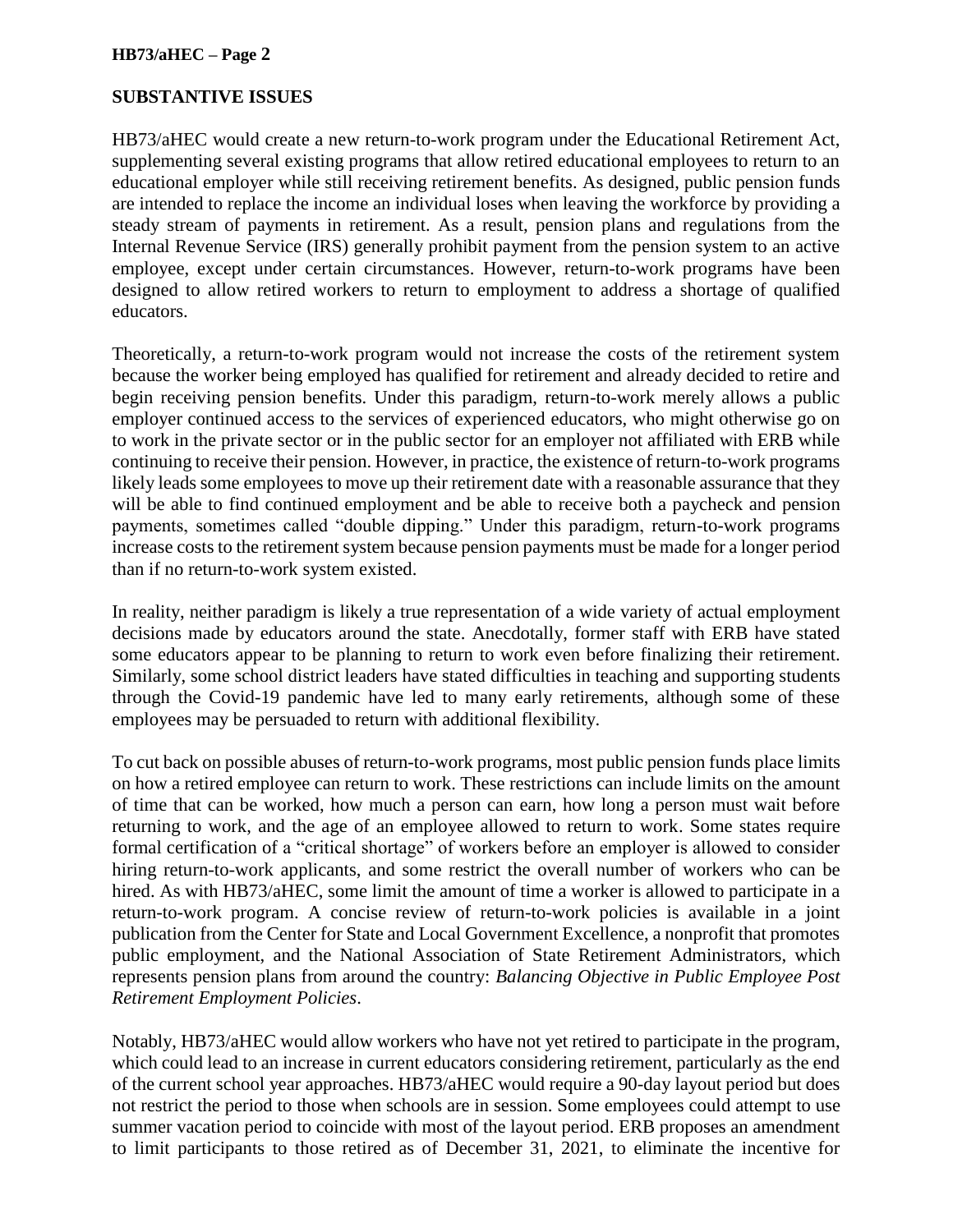## SUBSTANTIVE ISSUES

HB73/aHEC would create a new return-to-work program under the Educational Retirement Act, supplementing several existing programs that allow retired educational employees to return to an educational employer while still receiving retirement benefits. As designed, public pension funds are intended to replace the income an individual loses when leaving the workforce by providing a steady stream of payments in retirement. As a result, pension plans and regulations from the Internal Revenue Service (IRS) generally prohibit payment from the pension system to an active employee, except under certain circumstances. However, return-to-work programs have been designed to allow retired workers to return to employment to address a shortage of qualified educators.

Theoretically, a return-to-work program would not increase the costs of the retirement system because the worker being employed has qualified for retirement and already decided to retire and begin receiving pension benefits. Under this paradigm, return-to-work merely allows a public employer continued access to the services of experienced educators, who might otherwise go on to work in the private sector or in the public sector for an employer not affiliated with ERB while continuing to receive their pension. However, in practice, the existence of return-to-work programs likely leads some employees to move up their retirement date with a reasonable assurance that they will be able to find continued employment and be able to receive both a paycheck and pension payments, sometimes called "double dipping." Under this paradigm, return-to-work programs increase costs to the retirement system because pension payments must be made for a longer period than if no return-to-work system existed.

In reality, neither paradigm is likely a true representation of a wide variety of actual employment decisions made by educators around the state. Anecdotally, former staff with ERB have stated some educators appear to be planning to return to work even before finalizing their retirement. Similarly, some school district leaders have stated difficulties in teaching and supporting students through the Covid-19 pandemic have led to many early retirements, although some of these employees may be persuaded to return with additional flexibility.

To cut back on possible abuses of return-to-work programs, most public pension funds place limits on how a retired employee can return to work. These restrictions can include limits on the amount of time that can be worked, how much a person can earn, how long a person must wait before returning to work, and the age of an employee allowed to return to work. Some states require formal certification of a "critical shortage" of workers before an employer is allowed to consider hiring return-to-work applicants, and some restrict the overall number of workers who can be hired. As with HB73/aHEC, some limit the amount of time a worker is allowed to participate in a return-to-work program. A concise review of return-to-work policies is available in a joint publication from the Center for State and Local Government Excellence, a nonprofit that promotes public employment, and the National Association of State Retirement Administrators, which represents pension plans from around the country: *Balancing Objective in Public Employee Post Retirement Employment Policies*.

Notably, HB73/aHEC would allow workers who have not yet retired to participate in the program, which could lead to an increase in current educators considering retirement, particularly as the end of the current school year approaches. HB73/aHEC would require a 90-day layout period but does not restrict the period to those when schools are in session. Some employees could attempt to use summer vacation period to coincide with most of the layout period. ERB proposes an amendment to limit participants to those retired as of December 31, 2021, to eliminate the incentive for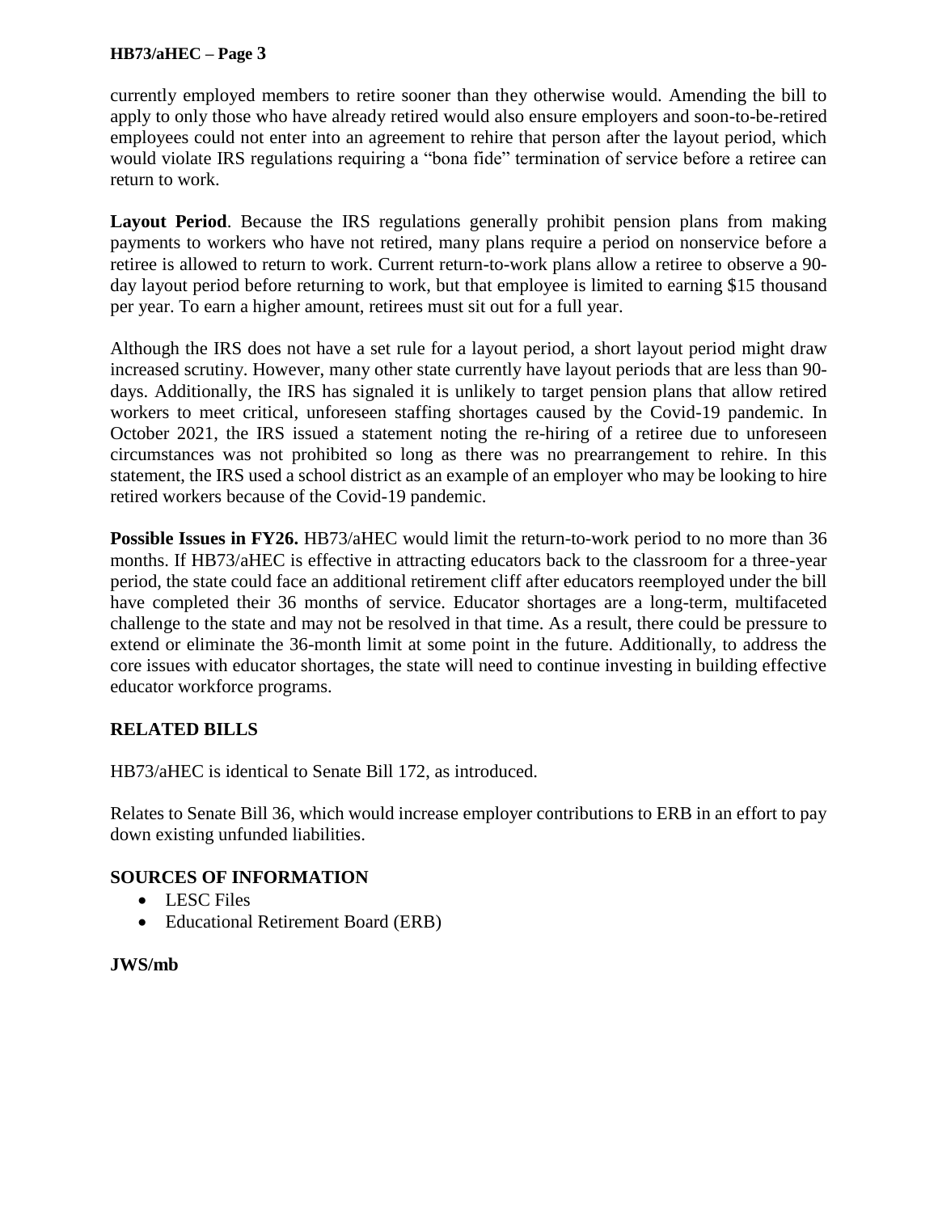currently employed members to retire sooner than they otherwise would. Amending the bill to apply to only those who have already retired would also ensure employers and soon-to-be-retired employees could not enter into an agreement to rehire that person after the layout period, which would violate IRS regulations requiring a "bona fide" termination of service before a retiree can return to work.

**Layout Period**. Because the IRS regulations generally prohibit pension plans from making payments to workers who have not retired, many plans require a period on nonservice before a retiree is allowed to return to work. Current return-to-work plans allow a retiree to observe a 90-day layout period before returning to work, but that employee is limited to earning $15 thousand per year. To earn a higher amount, retirees must sit out for a full year.

Although the IRS does not have a set rule for a layout period, a short layout period might draw increased scrutiny. However, many other state currently have layout periods that are less than 90-days. Additionally, the IRS has signaled it is unlikely to target pension plans that allow retired workers to meet critical, unforeseen staffing shortages caused by the Covid-19 pandemic. In October 2021, the IRS issued a statement noting the re-hiring of a retiree due to unforeseen circumstances was not prohibited so long as there was no prearrangement to rehire. In this statement, the IRS used a school district as an example of an employer who may be looking to hire retired workers because of the Covid-19 pandemic.

**Possible Issues in FY26.** HB73/aHEC would limit the return-to-work period to no more than 36 months. If HB73/aHEC is effective in attracting educators back to the classroom for a three-year period, the state could face an additional retirement cliff after educators reemployed under the bill have completed their 36 months of service. Educator shortages are a long-term, multifaceted challenge to the state and may not be resolved in that time. As a result, there could be pressure to extend or eliminate the 36-month limit at some point in the future. Additionally, to address the core issues with educator shortages, the state will need to continue investing in building effective educator workforce programs.

## RELATED BILLS

HB73/aHEC is identical to Senate Bill 172, as introduced.

Relates to Senate Bill 36, which would increase employer contributions to ERB in an effort to pay down existing unfunded liabilities.

## SOURCES OF INFORMATION

- LESC Files
- Educational Retirement Board (ERB)

**JWS/mb**